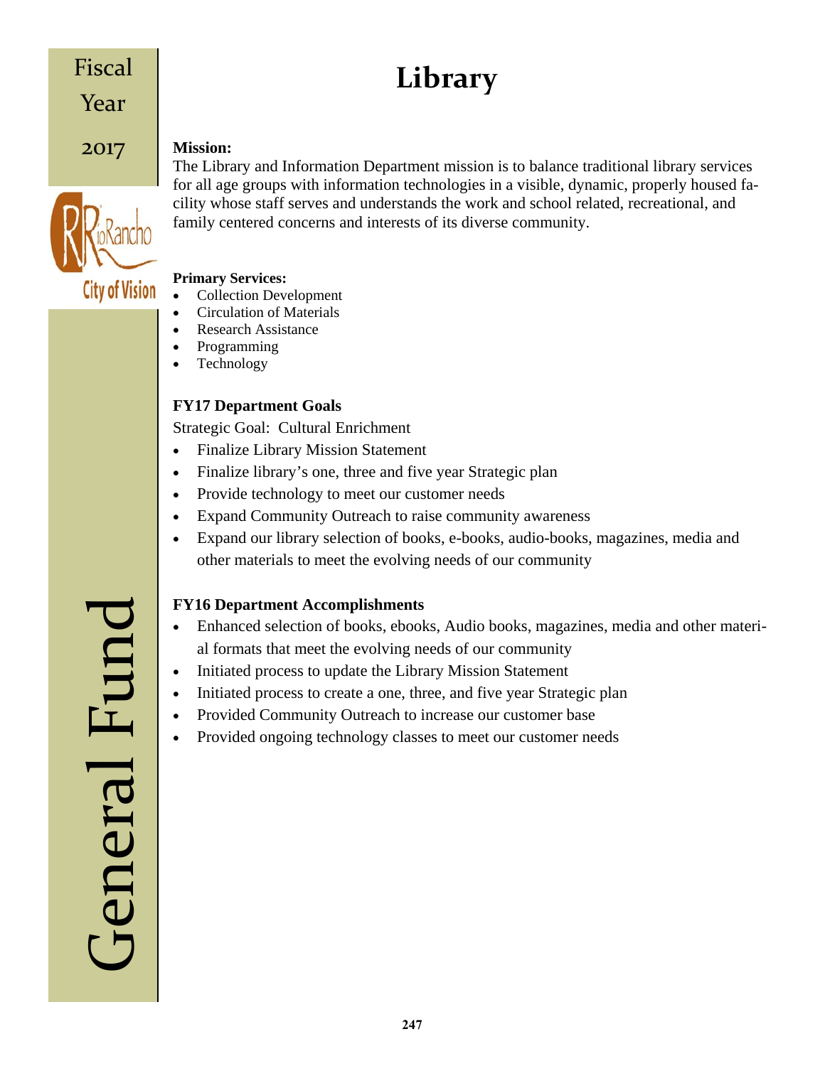# Library

**Mission:**

The Library and Information Department mission is to balance traditional library services for all age groups with information technologies in a visible, dynamic, properly housed facility whose staff serves and understands the work and school related, recreational, and family centered concerns and interests of its diverse community.

**Primary Services:**

- Collection Development
- Circulation of Materials
- Research Assistance
- Programming
- Technology

### FY17 Department Goals

Strategic Goal: Cultural Enrichment

- Finalize Library Mission Statement
- Finalize library's one, three and five year Strategic plan
- Provide technology to meet our customer needs
- Expand Community Outreach to raise community awareness
- Expand our library selection of books, e-books, audio-books, magazines, media and other materials to meet the evolving needs of our community

### FY16 Department Accomplishments

- Enhanced selection of books, ebooks, Audio books, magazines, media and other material formats that meet the evolving needs of our community
- Initiated process to update the Library Mission Statement
- Initiated process to create a one, three, and five year Strategic plan
- Provided Community Outreach to increase our customer base
- Provided ongoing technology classes to meet our customer needs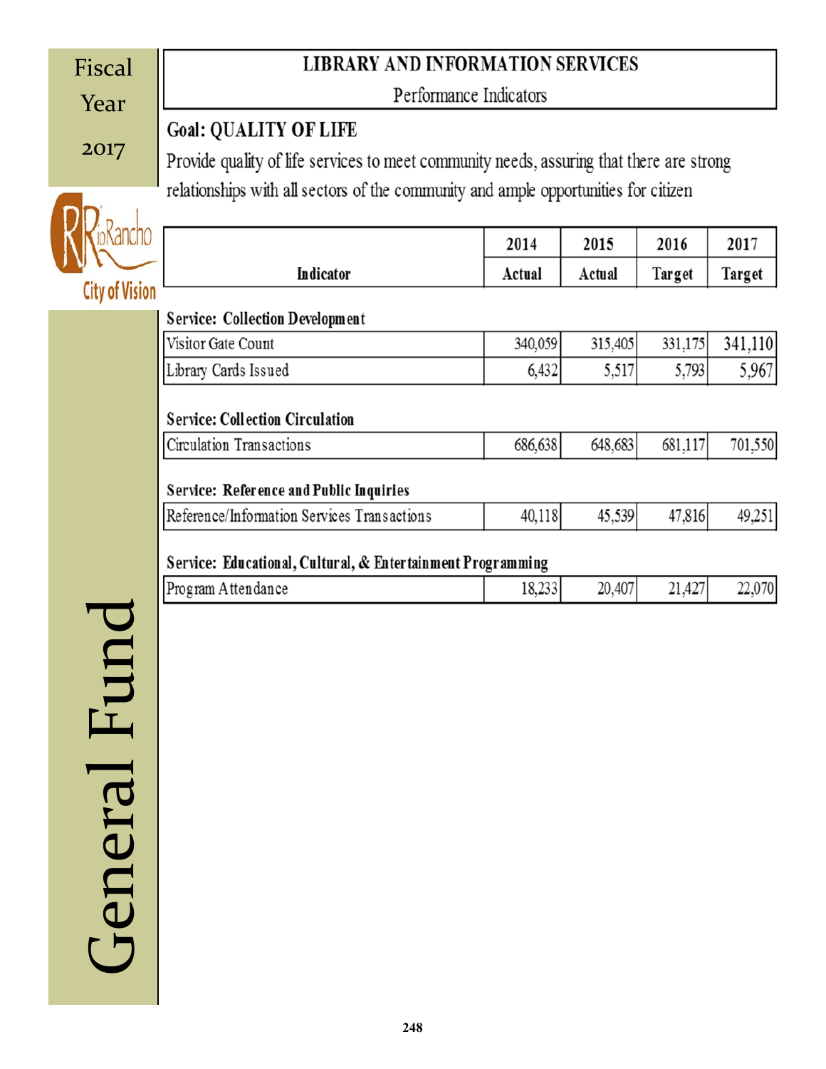Fiscal Year 2017

Rio Rancho City of Vision

# LIBRARY AND INFORMATION SERVICES

Performance Indicators

## Goal: QUALITY OF LIFE

Provide quality of life services to meet community needs, assuring that there are strong relationships with all sectors of the community and ample opportunities for citizen

| Indicator | 2014 Actual | 2015 Actual | 2016 Target | 2017 Target |
|---|---|---|---|---|
| **Service: Collection Development** | | | | |
| Visitor Gate Count | 340,059 | 315,405 | 331,175 | 341,110 |
| Library Cards Issued | 6,432 | 5,517 | 5,793 | 5,967 |
| **Service: Collection Circulation** | | | | |
| Circulation Transactions | 686,638 | 648,683 | 681,117 | 701,550 |
| **Service: Reference and Public Inquiries** | | | | |
| Reference/Information Services Transactions | 40,118 | 45,539 | 47,816 | 49,251 |
| **Service: Educational, Cultural, & Entertainment Programming** | | | | |
| Program Attendance | 18,233 | 20,407 | 21,427 | 22,070 |

General Fund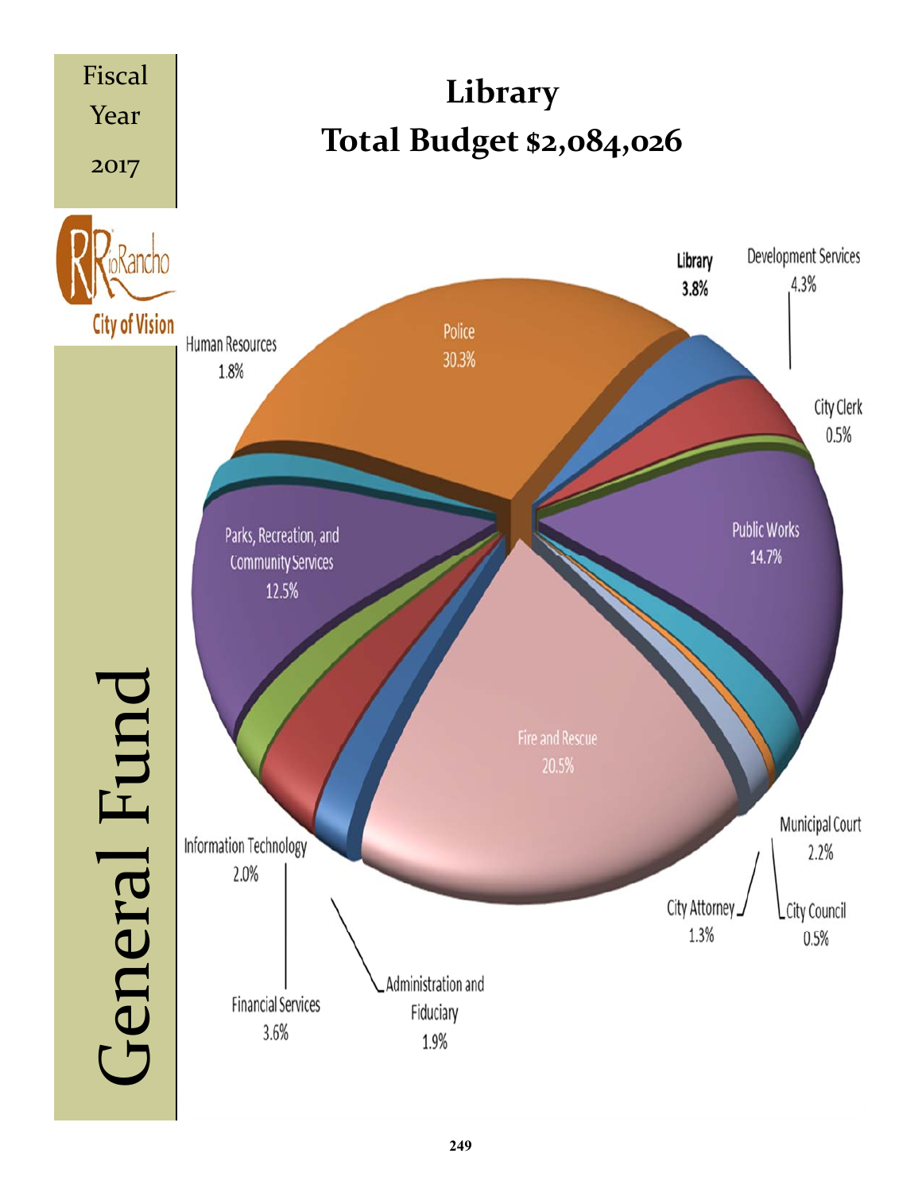Fiscal Year 2017

# Library

## Total Budget $2,084,026

General Fund

| Department | Percentage |
|---|---|
| Police | 30.3% |
| Fire and Rescue | 20.5% |
| Public Works | 14.7% |
| Parks, Recreation, and Community Services | 12.5% |
| Development Services | 4.3% |
| Library | 3.8% |
| Financial Services | 3.6% |
| Municipal Court | 2.2% |
| Information Technology | 2.0% |
| Administration and Fiduciary | 1.9% |
| Human Resources | 1.8% |
| City Attorney | 1.3% |
| City Clerk | 0.5% |
| City Council | 0.5% |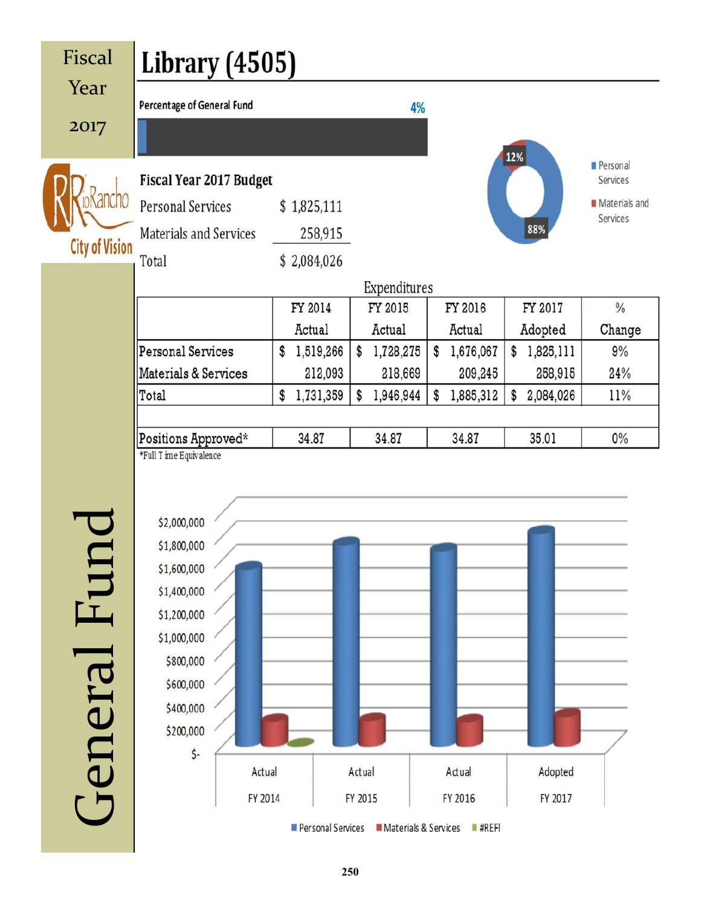Fiscal Year 2017

# Library (4505)

Percentage of General Fund

4%

Rio Rancho City of Vision

## Fiscal Year 2017 Budget

| | |
|---|---|
| Personal Services | $ 1,825,111 |
| Materials and Services | 258,915 |
| Total | $ 2,084,026 |

12%

88%

Personal Services

Materials and Services

### Expenditures

| | FY 2014 Actual | FY 2015 Actual | FY 2016 Actual | FY 2017 Adopted | % Change |
|---|---|---|---|---|---|
| Personal Services | $ 1,519,266 | $ 1,728,275 | $ 1,676,067 | $ 1,825,111 | 9% |
| Materials & Services | 212,093 | 218,669 | 209,245 | 258,915 | 24% |
| Total | $ 1,731,359 | $ 1,946,944 | $ 1,885,312 | $ 2,084,026 | 11% |
| | | | | | |
| Positions Approved* | 34.87 | 34.87 | 34.87 | 35.01 | 0% |

*Full Time Equivalence

$2,000,000
$1,800,000
$1,600,000
$1,400,000
$1,200,000
$1,000,000
$800,000
$600,000
$400,000
$200,000
$-

Actual FY 2014
Actual FY 2015
Actual FY 2016
Adopted FY 2017

Personal Services | Materials & Services | #REF!

General Fund